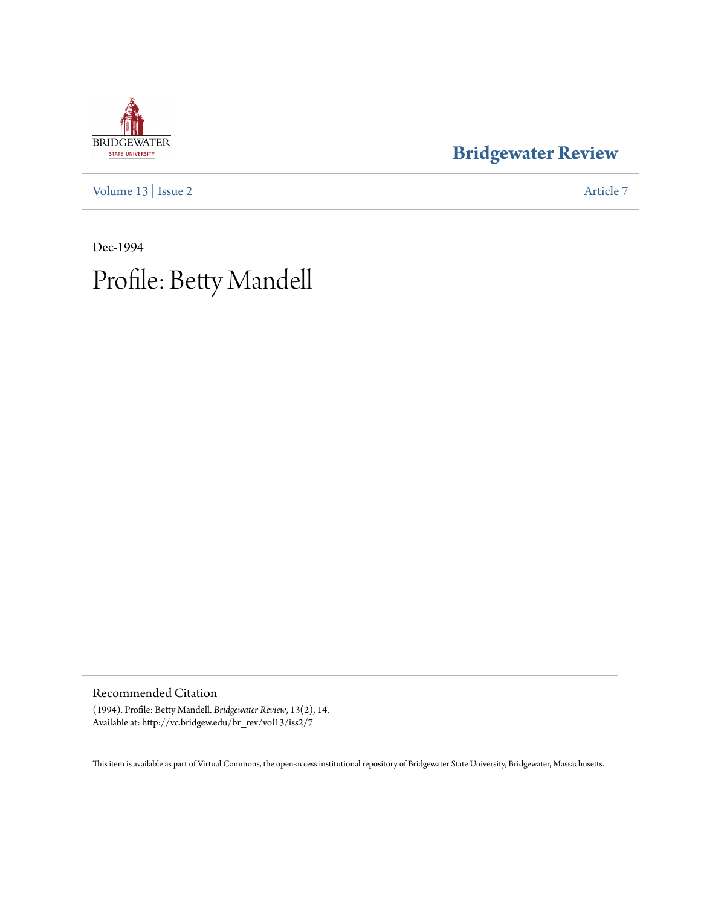Bridgewater Review

Volume 13 | Issue 2 Article 7

Dec-1994

# Profile: Betty Mandell

## Recommended Citation

(1994). Profile: Betty Mandell. *Bridgewater Review*, 13(2), 14.
Available at: http://vc.bridgew.edu/br_rev/vol13/iss2/7

This item is available as part of Virtual Commons, the open-access institutional repository of Bridgewater State University, Bridgewater, Massachusetts.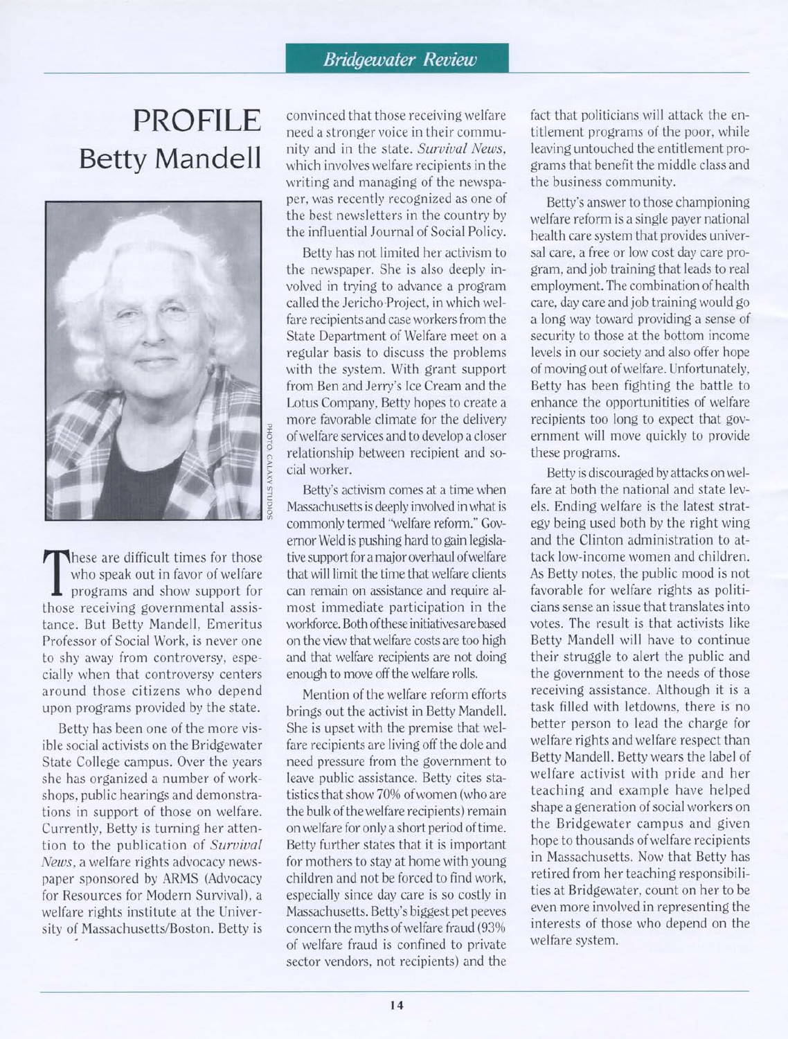# PROFILE Betty Mandell

PHOTO: GALAXY STUDIOS

These are difficult times for those who speak out in favor of welfare programs and show support for those receiving governmental assistance. But Betty Mandell, Emeritus Professor of Social Work, is never one to shy away from controversy, especially when that controversy centers around those citizens who depend upon programs provided by the state.

Betty has been one of the more visible social activists on the Bridgewater State College campus. Over the years she has organized a number of workshops, public hearings and demonstrations in support of those on welfare. Currently, Betty is turning her attention to the publication of *Survival News*, a welfare rights advocacy newspaper sponsored by ARMS (Advocacy for Resources for Modern Survival), a welfare rights institute at the University of Massachusetts/Boston. Betty is convinced that those receiving welfare need a stronger voice in their community and in the state. *Survival News*, which involves welfare recipients in the writing and managing of the newspaper, was recently recognized as one of the best newsletters in the country by the influential Journal of Social Policy.

Betty has not limited her activism to the newspaper. She is also deeply involved in trying to advance a program called the Jericho Project, in which welfare recipients and case workers from the State Department of Welfare meet on a regular basis to discuss the problems with the system. With grant support from Ben and Jerry's Ice Cream and the Lotus Company, Betty hopes to create a more favorable climate for the delivery of welfare services and to develop a closer relationship between recipient and social worker.

Betty's activism comes at a time when Massachusetts is deeply involved in what is commonly termed "welfare reform." Governor Weld is pushing hard to gain legislative support for a major overhaul of welfare that will limit the time that welfare clients can remain on assistance and require almost immediate participation in the workforce. Both of these initiatives are based on the view that welfare costs are too high and that welfare recipients are not doing enough to move off the welfare rolls.

Mention of the welfare reform efforts brings out the activist in Betty Mandell. She is upset with the premise that welfare recipients are living off the dole and need pressure from the government to leave public assistance. Betty cites statistics that show 70% of women (who are the bulk of the welfare recipients) remain on welfare for only a short period of time. Betty further states that it is important for mothers to stay at home with young children and not be forced to find work, especially since day care is so costly in Massachusetts. Betty's biggest pet peeves concern the myths of welfare fraud (93% of welfare fraud is confined to private sector vendors, not recipients) and the fact that politicians will attack the entitlement programs of the poor, while leaving untouched the entitlement programs that benefit the middle class and the business community.

Betty's answer to those championing welfare reform is a single payer national health care system that provides universal care, a free or low cost day care program, and job training that leads to real employment. The combination of health care, day care and job training would go a long way toward providing a sense of security to those at the bottom income levels in our society and also offer hope of moving out of welfare. Unfortunately, Betty has been fighting the battle to enhance the opportunitities of welfare recipients too long to expect that government will move quickly to provide these programs.

Betty is discouraged by attacks on welfare at both the national and state levels. Ending welfare is the latest strategy being used both by the right wing and the Clinton administration to attack low-income women and children. As Betty notes, the public mood is not favorable for welfare rights as politicians sense an issue that translates into votes. The result is that activists like Betty Mandell will have to continue their struggle to alert the public and the government to the needs of those receiving assistance. Although it is a task filled with letdowns, there is no better person to lead the charge for welfare rights and welfare respect than Betty Mandell. Betty wears the label of welfare activist with pride and her teaching and example have helped shape a generation of social workers on the Bridgewater campus and given hope to thousands of welfare recipients in Massachusetts. Now that Betty has retired from her teaching responsibilities at Bridgewater, count on her to be even more involved in representing the interests of those who depend on the welfare system.